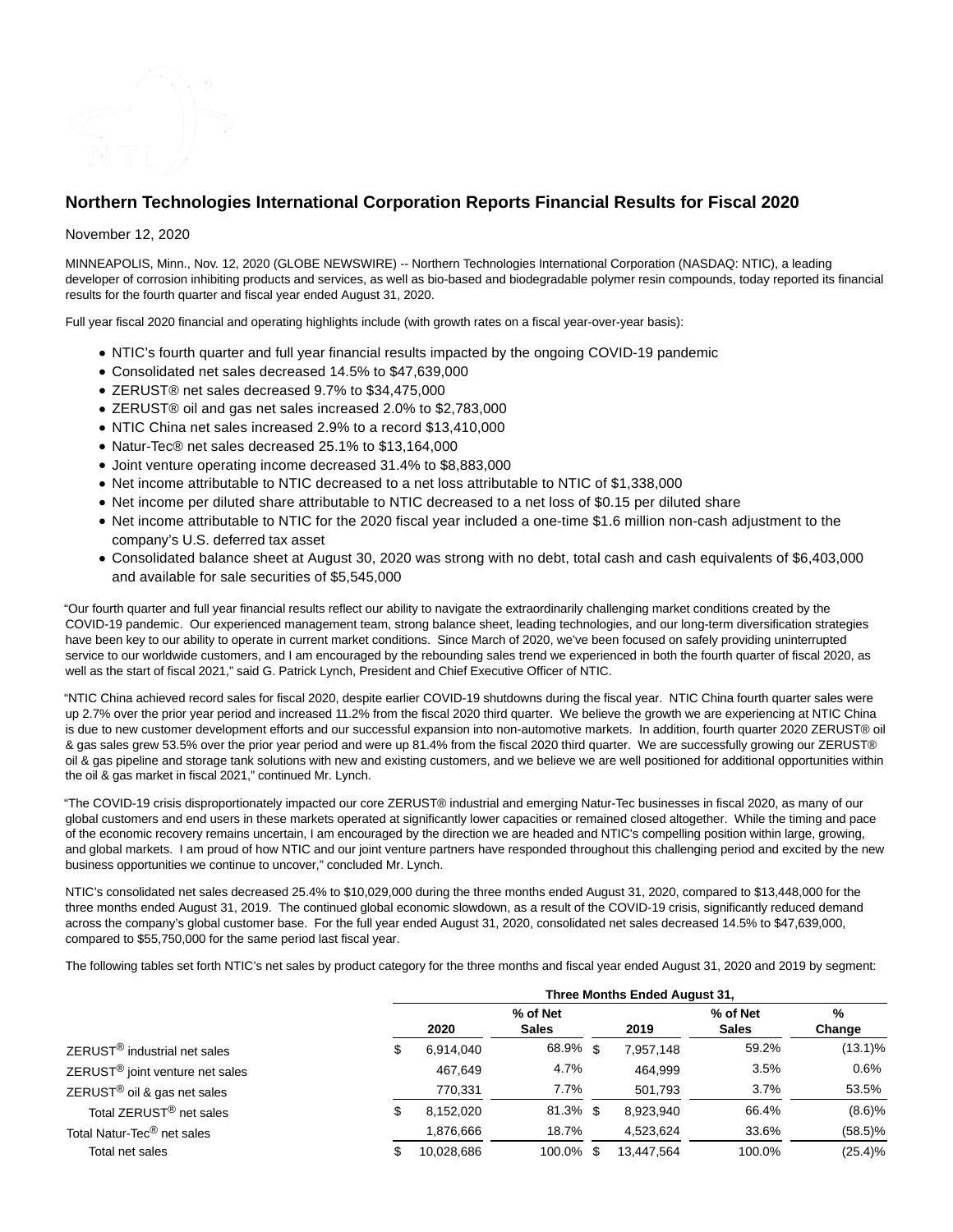# Northern Technologies International Corporation Reports Financial Results for Fiscal 2020

November 12, 2020

MINNEAPOLIS, Minn., Nov. 12, 2020 (GLOBE NEWSWIRE) -- Northern Technologies International Corporation (NASDAQ: NTIC), a leading developer of corrosion inhibiting products and services, as well as bio-based and biodegradable polymer resin compounds, today reported its financial results for the fourth quarter and fiscal year ended August 31, 2020.

Full year fiscal 2020 financial and operating highlights include (with growth rates on a fiscal year-over-year basis):

- NTIC's fourth quarter and full year financial results impacted by the ongoing COVID-19 pandemic
- Consolidated net sales decreased 14.5% to $47,639,000
- ZERUST® net sales decreased 9.7% to $34,475,000
- ZERUST® oil and gas net sales increased 2.0% to $2,783,000
- NTIC China net sales increased 2.9% to a record $13,410,000
- Natur-Tec® net sales decreased 25.1% to $13,164,000
- Joint venture operating income decreased 31.4% to $8,883,000
- Net income attributable to NTIC decreased to a net loss attributable to NTIC of $1,338,000
- Net income per diluted share attributable to NTIC decreased to a net loss of $0.15 per diluted share
- Net income attributable to NTIC for the 2020 fiscal year included a one-time $1.6 million non-cash adjustment to the company's U.S. deferred tax asset
- Consolidated balance sheet at August 30, 2020 was strong with no debt, total cash and cash equivalents of $6,403,000 and available for sale securities of $5,545,000

"Our fourth quarter and full year financial results reflect our ability to navigate the extraordinarily challenging market conditions created by the COVID-19 pandemic. Our experienced management team, strong balance sheet, leading technologies, and our long-term diversification strategies have been key to our ability to operate in current market conditions. Since March of 2020, we've been focused on safely providing uninterrupted service to our worldwide customers, and I am encouraged by the rebounding sales trend we experienced in both the fourth quarter of fiscal 2020, as well as the start of fiscal 2021," said G. Patrick Lynch, President and Chief Executive Officer of NTIC.

"NTIC China achieved record sales for fiscal 2020, despite earlier COVID-19 shutdowns during the fiscal year. NTIC China fourth quarter sales were up 2.7% over the prior year period and increased 11.2% from the fiscal 2020 third quarter. We believe the growth we are experiencing at NTIC China is due to new customer development efforts and our successful expansion into non-automotive markets. In addition, fourth quarter 2020 ZERUST® oil & gas sales grew 53.5% over the prior year period and were up 81.4% from the fiscal 2020 third quarter. We are successfully growing our ZERUST® oil & gas pipeline and storage tank solutions with new and existing customers, and we believe we are well positioned for additional opportunities within the oil & gas market in fiscal 2021," continued Mr. Lynch.

"The COVID-19 crisis disproportionately impacted our core ZERUST® industrial and emerging Natur-Tec businesses in fiscal 2020, as many of our global customers and end users in these markets operated at significantly lower capacities or remained closed altogether. While the timing and pace of the economic recovery remains uncertain, I am encouraged by the direction we are headed and NTIC's compelling position within large, growing, and global markets. I am proud of how NTIC and our joint venture partners have responded throughout this challenging period and excited by the new business opportunities we continue to uncover," concluded Mr. Lynch.

NTIC's consolidated net sales decreased 25.4% to $10,029,000 during the three months ended August 31, 2020, compared to $13,448,000 for the three months ended August 31, 2019. The continued global economic slowdown, as a result of the COVID-19 crisis, significantly reduced demand across the company's global customer base. For the full year ended August 31, 2020, consolidated net sales decreased 14.5% to $47,639,000, compared to $55,750,000 for the same period last fiscal year.

The following tables set forth NTIC's net sales by product category for the three months and fiscal year ended August 31, 2020 and 2019 by segment:

| | Three Months Ended August 31, | | | | |
|---|---|---|---|---|---|
| | 2020 | % of Net Sales | 2019 | % of Net Sales | % Change |
| ZERUST® industrial net sales | $ 6,914,040 | 68.9% | $ 7,957,148 | 59.2% | (13.1)% |
| ZERUST® joint venture net sales | 467,649 | 4.7% | 464,999 | 3.5% | 0.6% |
| ZERUST® oil & gas net sales | 770,331 | 7.7% | 501,793 | 3.7% | 53.5% |
| Total ZERUST® net sales | $ 8,152,020 | 81.3% | $ 8,923,940 | 66.4% | (8.6)% |
| Total Natur-Tec® net sales | 1,876,666 | 18.7% | 4,523,624 | 33.6% | (58.5)% |
| Total net sales | $ 10,028,686 | 100.0% | $ 13,447,564 | 100.0% | (25.4)% |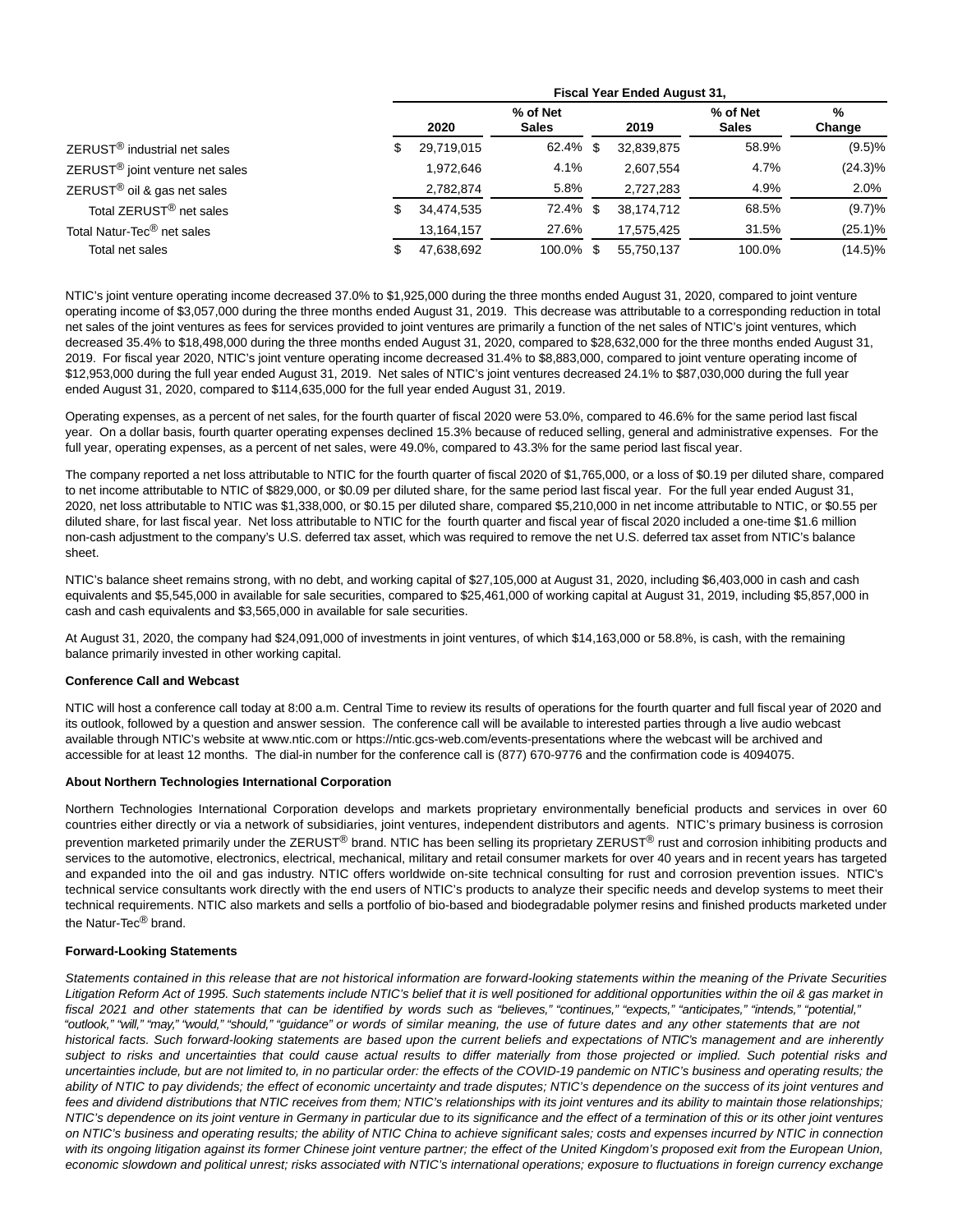| | Fiscal Year Ended August 31, | | | | |
| --- | --- | --- | --- | --- | --- |
| | 2020 | % of Net Sales | 2019 | % of Net Sales | % Change |
| ZERUST® industrial net sales | $ 29,719,015 | 62.4% | $ 32,839,875 | 58.9% | (9.5)% |
| ZERUST® joint venture net sales | 1,972,646 | 4.1% | 2,607,554 | 4.7% | (24.3)% |
| ZERUST® oil & gas net sales | 2,782,874 | 5.8% | 2,727,283 | 4.9% | 2.0% |
| Total ZERUST® net sales | $ 34,474,535 | 72.4% | $ 38,174,712 | 68.5% | (9.7)% |
| Total Natur-Tec® net sales | 13,164,157 | 27.6% | 17,575,425 | 31.5% | (25.1)% |
| Total net sales | $ 47,638,692 | 100.0% | $ 55,750,137 | 100.0% | (14.5)% |

NTIC's joint venture operating income decreased 37.0% to $1,925,000 during the three months ended August 31, 2020, compared to joint venture operating income of $3,057,000 during the three months ended August 31, 2019. This decrease was attributable to a corresponding reduction in total net sales of the joint ventures as fees for services provided to joint ventures are primarily a function of the net sales of NTIC's joint ventures, which decreased 35.4% to $18,498,000 during the three months ended August 31, 2020, compared to $28,632,000 for the three months ended August 31, 2019. For fiscal year 2020, NTIC's joint venture operating income decreased 31.4% to $8,883,000, compared to joint venture operating income of $12,953,000 during the full year ended August 31, 2019. Net sales of NTIC's joint ventures decreased 24.1% to $87,030,000 during the full year ended August 31, 2020, compared to $114,635,000 for the full year ended August 31, 2019.

Operating expenses, as a percent of net sales, for the fourth quarter of fiscal 2020 were 53.0%, compared to 46.6% for the same period last fiscal year. On a dollar basis, fourth quarter operating expenses declined 15.3% because of reduced selling, general and administrative expenses. For the full year, operating expenses, as a percent of net sales, were 49.0%, compared to 43.3% for the same period last fiscal year.

The company reported a net loss attributable to NTIC for the fourth quarter of fiscal 2020 of $1,765,000, or a loss of $0.19 per diluted share, compared to net income attributable to NTIC of $829,000, or $0.09 per diluted share, for the same period last fiscal year. For the full year ended August 31, 2020, net loss attributable to NTIC was $1,338,000, or $0.15 per diluted share, compared $5,210,000 in net income attributable to NTIC, or $0.55 per diluted share, for last fiscal year. Net loss attributable to NTIC for the fourth quarter and fiscal year of fiscal 2020 included a one-time $1.6 million non-cash adjustment to the company's U.S. deferred tax asset, which was required to remove the net U.S. deferred tax asset from NTIC's balance sheet.

NTIC's balance sheet remains strong, with no debt, and working capital of $27,105,000 at August 31, 2020, including $6,403,000 in cash and cash equivalents and $5,545,000 in available for sale securities, compared to $25,461,000 of working capital at August 31, 2019, including $5,857,000 in cash and cash equivalents and $3,565,000 in available for sale securities.

At August 31, 2020, the company had $24,091,000 of investments in joint ventures, of which $14,163,000 or 58.8%, is cash, with the remaining balance primarily invested in other working capital.

**Conference Call and Webcast**

NTIC will host a conference call today at 8:00 a.m. Central Time to review its results of operations for the fourth quarter and full fiscal year of 2020 and its outlook, followed by a question and answer session. The conference call will be available to interested parties through a live audio webcast available through NTIC's website at www.ntic.com or https://ntic.gcs-web.com/events-presentations where the webcast will be archived and accessible for at least 12 months. The dial-in number for the conference call is (877) 670-9776 and the confirmation code is 4094075.

**About Northern Technologies International Corporation**

Northern Technologies International Corporation develops and markets proprietary environmentally beneficial products and services in over 60 countries either directly or via a network of subsidiaries, joint ventures, independent distributors and agents. NTIC's primary business is corrosion prevention marketed primarily under the ZERUST® brand. NTIC has been selling its proprietary ZERUST® rust and corrosion inhibiting products and services to the automotive, electronics, electrical, mechanical, military and retail consumer markets for over 40 years and in recent years has targeted and expanded into the oil and gas industry. NTIC offers worldwide on-site technical consulting for rust and corrosion prevention issues. NTIC's technical service consultants work directly with the end users of NTIC's products to analyze their specific needs and develop systems to meet their technical requirements. NTIC also markets and sells a portfolio of bio-based and biodegradable polymer resins and finished products marketed under the Natur-Tec® brand.

**Forward-Looking Statements**

*Statements contained in this release that are not historical information are forward-looking statements within the meaning of the Private Securities Litigation Reform Act of 1995. Such statements include NTIC's belief that it is well positioned for additional opportunities within the oil & gas market in fiscal 2021 and other statements that can be identified by words such as "believes," "continues," "expects," "anticipates," "intends," "potential," "outlook," "will," "may," "would," "should," "guidance" or words of similar meaning, the use of future dates and any other statements that are not historical facts. Such forward-looking statements are based upon the current beliefs and expectations of NTIC's management and are inherently subject to risks and uncertainties that could cause actual results to differ materially from those projected or implied. Such potential risks and uncertainties include, but are not limited to, in no particular order: the effects of the COVID-19 pandemic on NTIC's business and operating results; the ability of NTIC to pay dividends; the effect of economic uncertainty and trade disputes; NTIC's dependence on the success of its joint ventures and fees and dividend distributions that NTIC receives from them; NTIC's relationships with its joint ventures and its ability to maintain those relationships; NTIC's dependence on its joint venture in Germany in particular due to its significance and the effect of a termination of this or its other joint ventures on NTIC's business and operating results; the ability of NTIC China to achieve significant sales; costs and expenses incurred by NTIC in connection with its ongoing litigation against its former Chinese joint venture partner; the effect of the United Kingdom's proposed exit from the European Union, economic slowdown and political unrest; risks associated with NTIC's international operations; exposure to fluctuations in foreign currency exchange*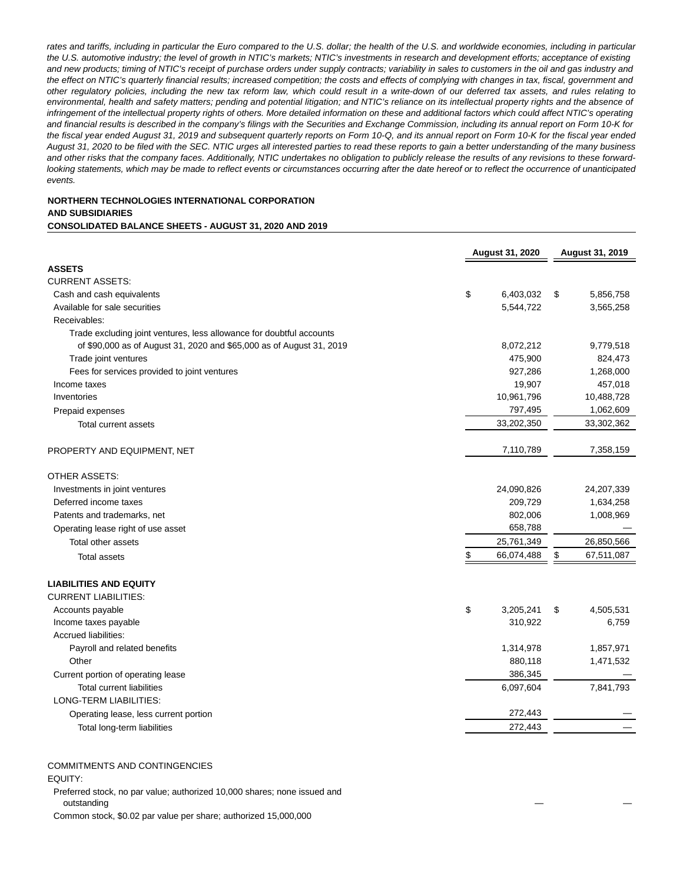*rates and tariffs, including in particular the Euro compared to the U.S. dollar; the health of the U.S. and worldwide economies, including in particular the U.S. automotive industry; the level of growth in NTIC's markets; NTIC's investments in research and development efforts; acceptance of existing and new products; timing of NTIC's receipt of purchase orders under supply contracts; variability in sales to customers in the oil and gas industry and the effect on NTIC's quarterly financial results; increased competition; the costs and effects of complying with changes in tax, fiscal, government and other regulatory policies, including the new tax reform law, which could result in a write-down of our deferred tax assets, and rules relating to environmental, health and safety matters; pending and potential litigation; and NTIC's reliance on its intellectual property rights and the absence of infringement of the intellectual property rights of others. More detailed information on these and additional factors which could affect NTIC's operating and financial results is described in the company's filings with the Securities and Exchange Commission, including its annual report on Form 10-K for the fiscal year ended August 31, 2019 and subsequent quarterly reports on Form 10-Q, and its annual report on Form 10-K for the fiscal year ended August 31, 2020 to be filed with the SEC. NTIC urges all interested parties to read these reports to gain a better understanding of the many business and other risks that the company faces. Additionally, NTIC undertakes no obligation to publicly release the results of any revisions to these forward-looking statements, which may be made to reflect events or circumstances occurring after the date hereof or to reflect the occurrence of unanticipated events.*

**NORTHERN TECHNOLOGIES INTERNATIONAL CORPORATION**
**AND SUBSIDIARIES**
**CONSOLIDATED BALANCE SHEETS - AUGUST 31, 2020 AND 2019**

| | August 31, 2020 | August 31, 2019 |
|---|---|---|
| **ASSETS** | | |
| CURRENT ASSETS: | | |
| Cash and cash equivalents | $ 6,403,032 | $ 5,856,758 |
| Available for sale securities | 5,544,722 | 3,565,258 |
| Receivables: | | |
| Trade excluding joint ventures, less allowance for doubtful accounts of $90,000 as of August 31, 2020 and $65,000 as of August 31, 2019 | 8,072,212 | 9,779,518 |
| Trade joint ventures | 475,900 | 824,473 |
| Fees for services provided to joint ventures | 927,286 | 1,268,000 |
| Income taxes | 19,907 | 457,018 |
| Inventories | 10,961,796 | 10,488,728 |
| Prepaid expenses | 797,495 | 1,062,609 |
| Total current assets | 33,202,350 | 33,302,362 |
| PROPERTY AND EQUIPMENT, NET | 7,110,789 | 7,358,159 |
| OTHER ASSETS: | | |
| Investments in joint ventures | 24,090,826 | 24,207,339 |
| Deferred income taxes | 209,729 | 1,634,258 |
| Patents and trademarks, net | 802,006 | 1,008,969 |
| Operating lease right of use asset | 658,788 | — |
| Total other assets | 25,761,349 | 26,850,566 |
| Total assets | $ 66,074,488 | $ 67,511,087 |
| **LIABILITIES AND EQUITY** | | |
| CURRENT LIABILITIES: | | |
| Accounts payable | $ 3,205,241 | $ 4,505,531 |
| Income taxes payable | 310,922 | 6,759 |
| Accrued liabilities: | | |
| Payroll and related benefits | 1,314,978 | 1,857,971 |
| Other | 880,118 | 1,471,532 |
| Current portion of operating lease | 386,345 | — |
| Total current liabilities | 6,097,604 | 7,841,793 |
| LONG-TERM LIABILITIES: | | |
| Operating lease, less current portion | 272,443 | — |
| Total long-term liabilities | 272,443 | — |
| COMMITMENTS AND CONTINGENCIES | | |
| EQUITY: | | |
| Preferred stock, no par value; authorized 10,000 shares; none issued and outstanding | — | — |
| Common stock, $0.02 par value per share; authorized 15,000,000 | | |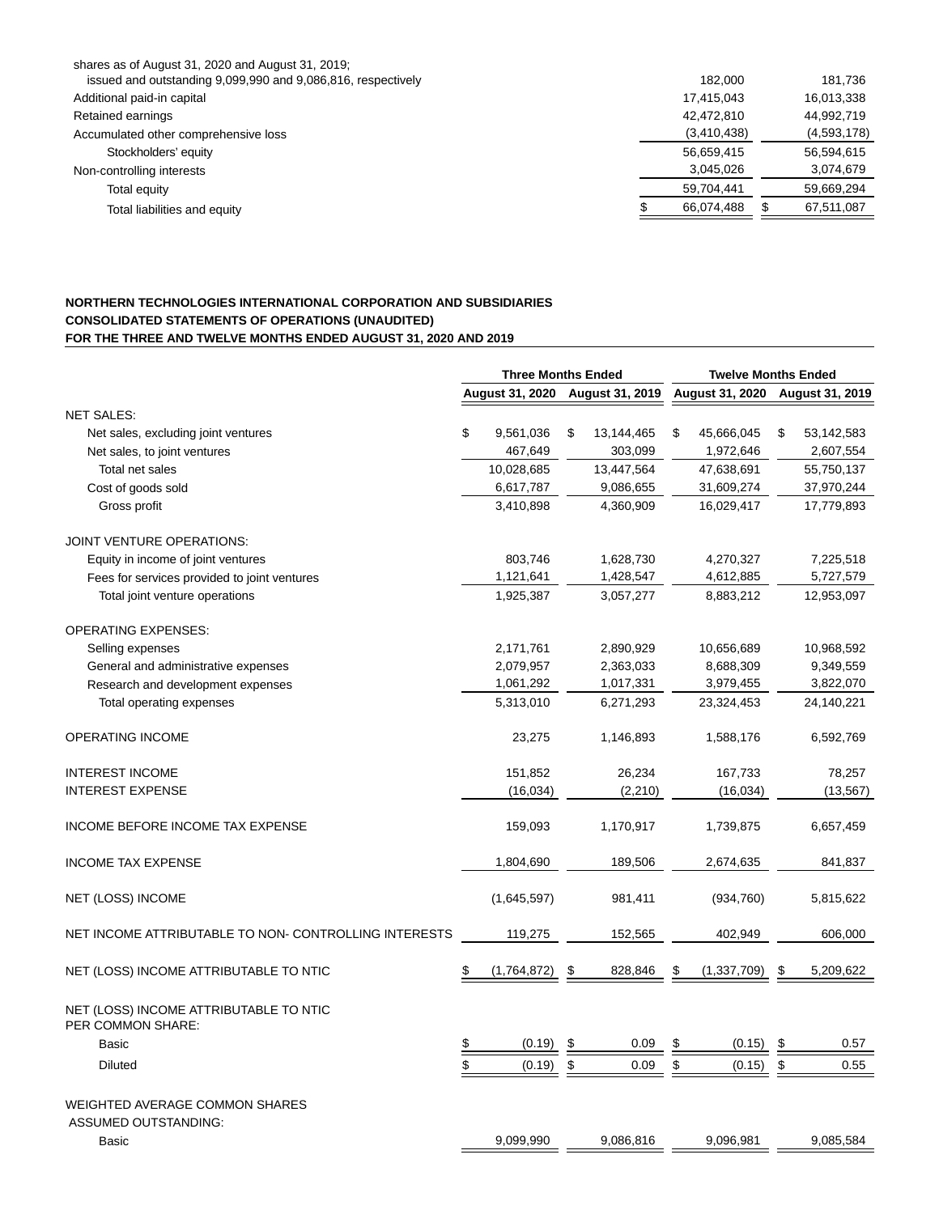| | | |
|---|---|---|
| shares as of August 31, 2020 and August 31, 2019; issued and outstanding 9,099,990 and 9,086,816, respectively | 182,000 | 181,736 |
| Additional paid-in capital | 17,415,043 | 16,013,338 |
| Retained earnings | 42,472,810 | 44,992,719 |
| Accumulated other comprehensive loss | (3,410,438) | (4,593,178) |
| Stockholders' equity | 56,659,415 | 56,594,615 |
| Non-controlling interests | 3,045,026 | 3,074,679 |
| Total equity | 59,704,441 | 59,669,294 |
| Total liabilities and equity | $ 66,074,488 | $ 67,511,087 |

**NORTHERN TECHNOLOGIES INTERNATIONAL CORPORATION AND SUBSIDIARIES**
**CONSOLIDATED STATEMENTS OF OPERATIONS (UNAUDITED)**
**FOR THE THREE AND TWELVE MONTHS ENDED AUGUST 31, 2020 AND 2019**

| | Three Months Ended | | Twelve Months Ended | |
|---|---|---|---|---|
| | August 31, 2020 | August 31, 2019 | August 31, 2020 | August 31, 2019 |
| NET SALES: | | | | |
| Net sales, excluding joint ventures | $ 9,561,036 | $ 13,144,465 | $ 45,666,045 | $ 53,142,583 |
| Net sales, to joint ventures | 467,649 | 303,099 | 1,972,646 | 2,607,554 |
| Total net sales | 10,028,685 | 13,447,564 | 47,638,691 | 55,750,137 |
| Cost of goods sold | 6,617,787 | 9,086,655 | 31,609,274 | 37,970,244 |
| Gross profit | 3,410,898 | 4,360,909 | 16,029,417 | 17,779,893 |
| JOINT VENTURE OPERATIONS: | | | | |
| Equity in income of joint ventures | 803,746 | 1,628,730 | 4,270,327 | 7,225,518 |
| Fees for services provided to joint ventures | 1,121,641 | 1,428,547 | 4,612,885 | 5,727,579 |
| Total joint venture operations | 1,925,387 | 3,057,277 | 8,883,212 | 12,953,097 |
| OPERATING EXPENSES: | | | | |
| Selling expenses | 2,171,761 | 2,890,929 | 10,656,689 | 10,968,592 |
| General and administrative expenses | 2,079,957 | 2,363,033 | 8,688,309 | 9,349,559 |
| Research and development expenses | 1,061,292 | 1,017,331 | 3,979,455 | 3,822,070 |
| Total operating expenses | 5,313,010 | 6,271,293 | 23,324,453 | 24,140,221 |
| OPERATING INCOME | 23,275 | 1,146,893 | 1,588,176 | 6,592,769 |
| INTEREST INCOME | 151,852 | 26,234 | 167,733 | 78,257 |
| INTEREST EXPENSE | (16,034) | (2,210) | (16,034) | (13,567) |
| INCOME BEFORE INCOME TAX EXPENSE | 159,093 | 1,170,917 | 1,739,875 | 6,657,459 |
| INCOME TAX EXPENSE | 1,804,690 | 189,506 | 2,674,635 | 841,837 |
| NET (LOSS) INCOME | (1,645,597) | 981,411 | (934,760) | 5,815,622 |
| NET INCOME ATTRIBUTABLE TO NON- CONTROLLING INTERESTS | 119,275 | 152,565 | 402,949 | 606,000 |
| NET (LOSS) INCOME ATTRIBUTABLE TO NTIC | $ (1,764,872) | $ 828,846 | $ (1,337,709) | $ 5,209,622 |
| NET (LOSS) INCOME ATTRIBUTABLE TO NTIC PER COMMON SHARE: | | | | |
| Basic | $ (0.19) | $ 0.09 | $ (0.15) | $ 0.57 |
| Diluted | $ (0.19) | $ 0.09 | $ (0.15) | $ 0.55 |
| WEIGHTED AVERAGE COMMON SHARES ASSUMED OUTSTANDING: | | | | |
| Basic | 9,099,990 | 9,086,816 | 9,096,981 | 9,085,584 |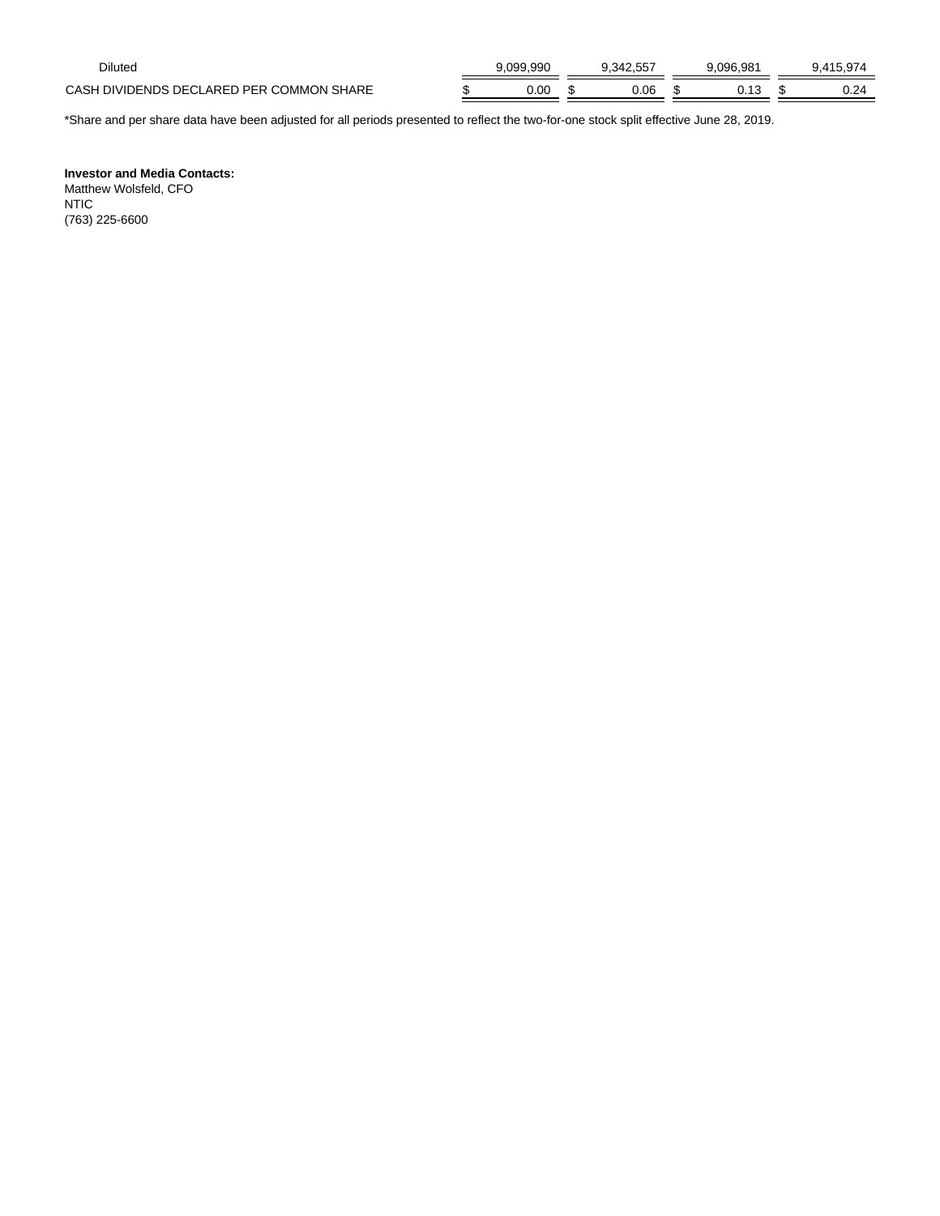| | | | | |
|---|---|---|---|---|
| Diluted | 9,099,990 | 9,342,557 | 9,096,981 | 9,415,974 |
| CASH DIVIDENDS DECLARED PER COMMON SHARE | $ 0.00 | $ 0.06 | $ 0.13 | $ 0.24 |

*Share and per share data have been adjusted for all periods presented to reflect the two-for-one stock split effective June 28, 2019.

**Investor and Media Contacts:**
Matthew Wolsfeld, CFO
NTIC
(763) 225-6600